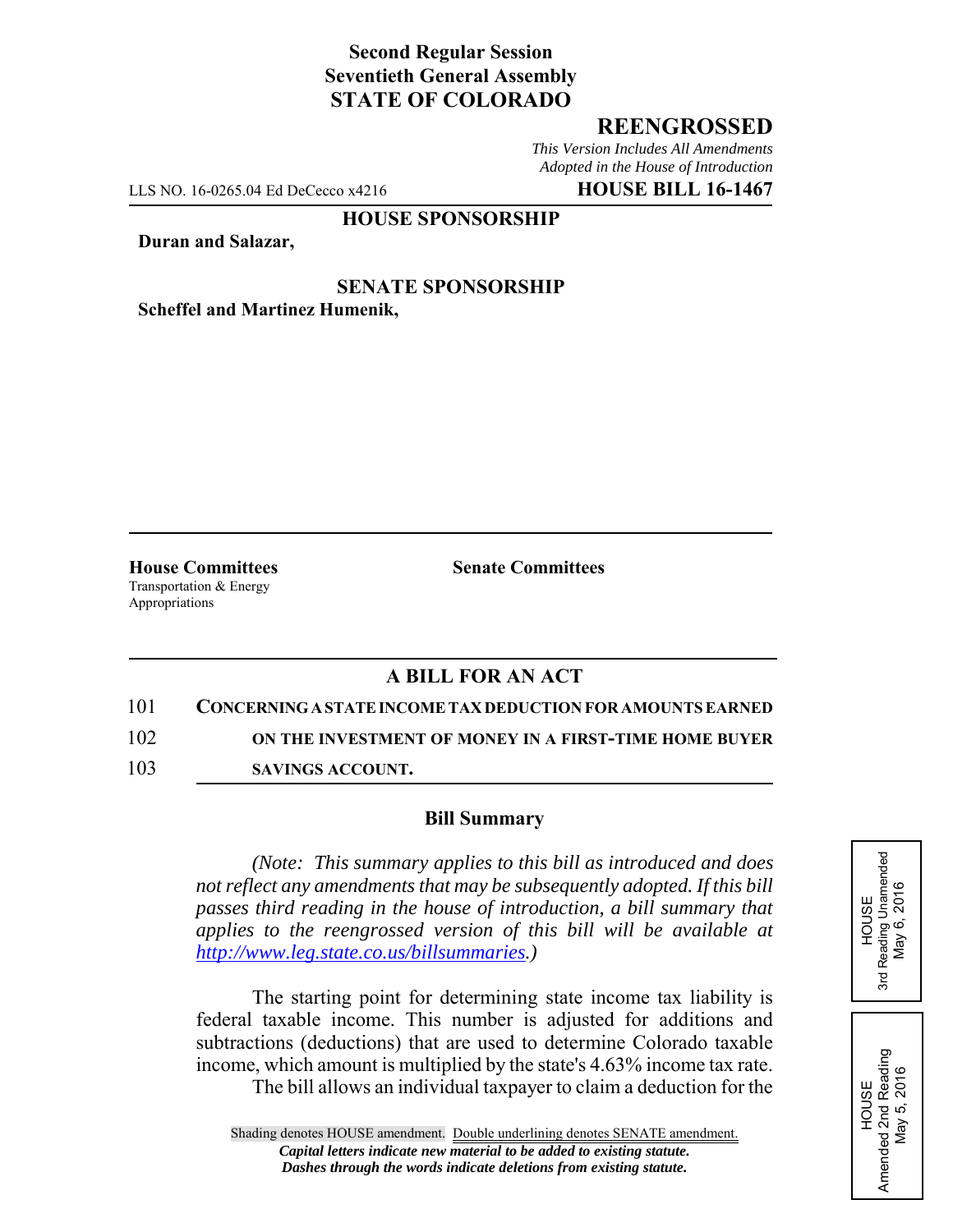**Second Regular Session**
**Seventieth General Assembly**
**STATE OF COLORADO**

# REENGROSSED

*This Version Includes All Amendments Adopted in the House of Introduction*

LLS NO. 16-0265.04 Ed DeCecco x4216 **HOUSE BILL 16-1467**

**HOUSE SPONSORSHIP**

**Duran and Salazar,**

**SENATE SPONSORSHIP**

**Scheffel and Martinez Humenik,**

**House Committees**
Transportation & Energy
Appropriations

**Senate Committees**

## A BILL FOR AN ACT

101 **CONCERNING A STATE INCOME TAX DEDUCTION FOR AMOUNTS EARNED**
102 **ON THE INVESTMENT OF MONEY IN A FIRST-TIME HOME BUYER**
103 **SAVINGS ACCOUNT.**

### Bill Summary

*(Note: This summary applies to this bill as introduced and does not reflect any amendments that may be subsequently adopted. If this bill passes third reading in the house of introduction, a bill summary that applies to the reengrossed version of this bill will be available at http://www.leg.state.co.us/billsummaries.)*

The starting point for determining state income tax liability is federal taxable income. This number is adjusted for additions and subtractions (deductions) that are used to determine Colorado taxable income, which amount is multiplied by the state's 4.63% income tax rate.

The bill allows an individual taxpayer to claim a deduction for the

HOUSE
3rd Reading Unamended
May 6, 2016

HOUSE
Amended 2nd Reading
May 5, 2016

Shading denotes HOUSE amendment. Double underlining denotes SENATE amendment.
***Capital letters indicate new material to be added to existing statute.***
***Dashes through the words indicate deletions from existing statute.***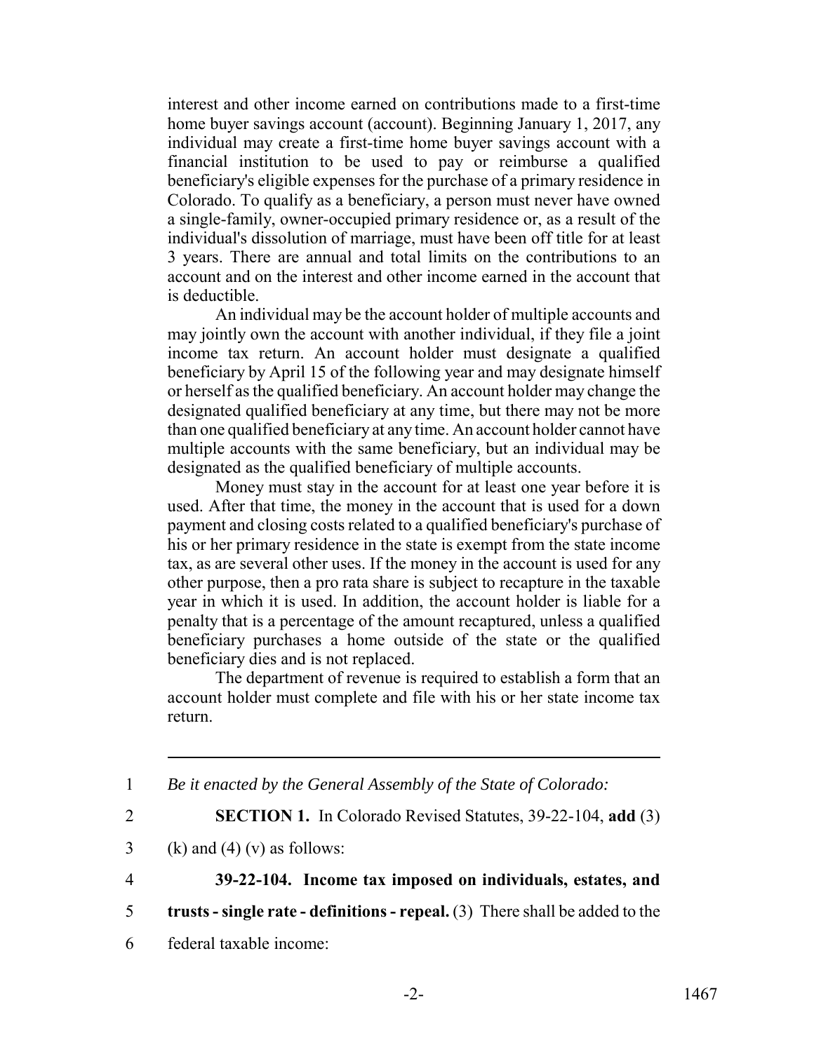interest and other income earned on contributions made to a first-time home buyer savings account (account). Beginning January 1, 2017, any individual may create a first-time home buyer savings account with a financial institution to be used to pay or reimburse a qualified beneficiary's eligible expenses for the purchase of a primary residence in Colorado. To qualify as a beneficiary, a person must never have owned a single-family, owner-occupied primary residence or, as a result of the individual's dissolution of marriage, must have been off title for at least 3 years. There are annual and total limits on the contributions to an account and on the interest and other income earned in the account that is deductible.

An individual may be the account holder of multiple accounts and may jointly own the account with another individual, if they file a joint income tax return. An account holder must designate a qualified beneficiary by April 15 of the following year and may designate himself or herself as the qualified beneficiary. An account holder may change the designated qualified beneficiary at any time, but there may not be more than one qualified beneficiary at any time. An account holder cannot have multiple accounts with the same beneficiary, but an individual may be designated as the qualified beneficiary of multiple accounts.

Money must stay in the account for at least one year before it is used. After that time, the money in the account that is used for a down payment and closing costs related to a qualified beneficiary's purchase of his or her primary residence in the state is exempt from the state income tax, as are several other uses. If the money in the account is used for any other purpose, then a pro rata share is subject to recapture in the taxable year in which it is used. In addition, the account holder is liable for a penalty that is a percentage of the amount recaptured, unless a qualified beneficiary purchases a home outside of the state or the qualified beneficiary dies and is not replaced.

The department of revenue is required to establish a form that an account holder must complete and file with his or her state income tax return.

---

1 *Be it enacted by the General Assembly of the State of Colorado:*

2 **SECTION 1.** In Colorado Revised Statutes, 39-22-104, **add** (3)

3 (k) and (4) (v) as follows:

4 **39-22-104. Income tax imposed on individuals, estates, and**

5 **trusts - single rate - definitions - repeal.** (3) There shall be added to the

6 federal taxable income: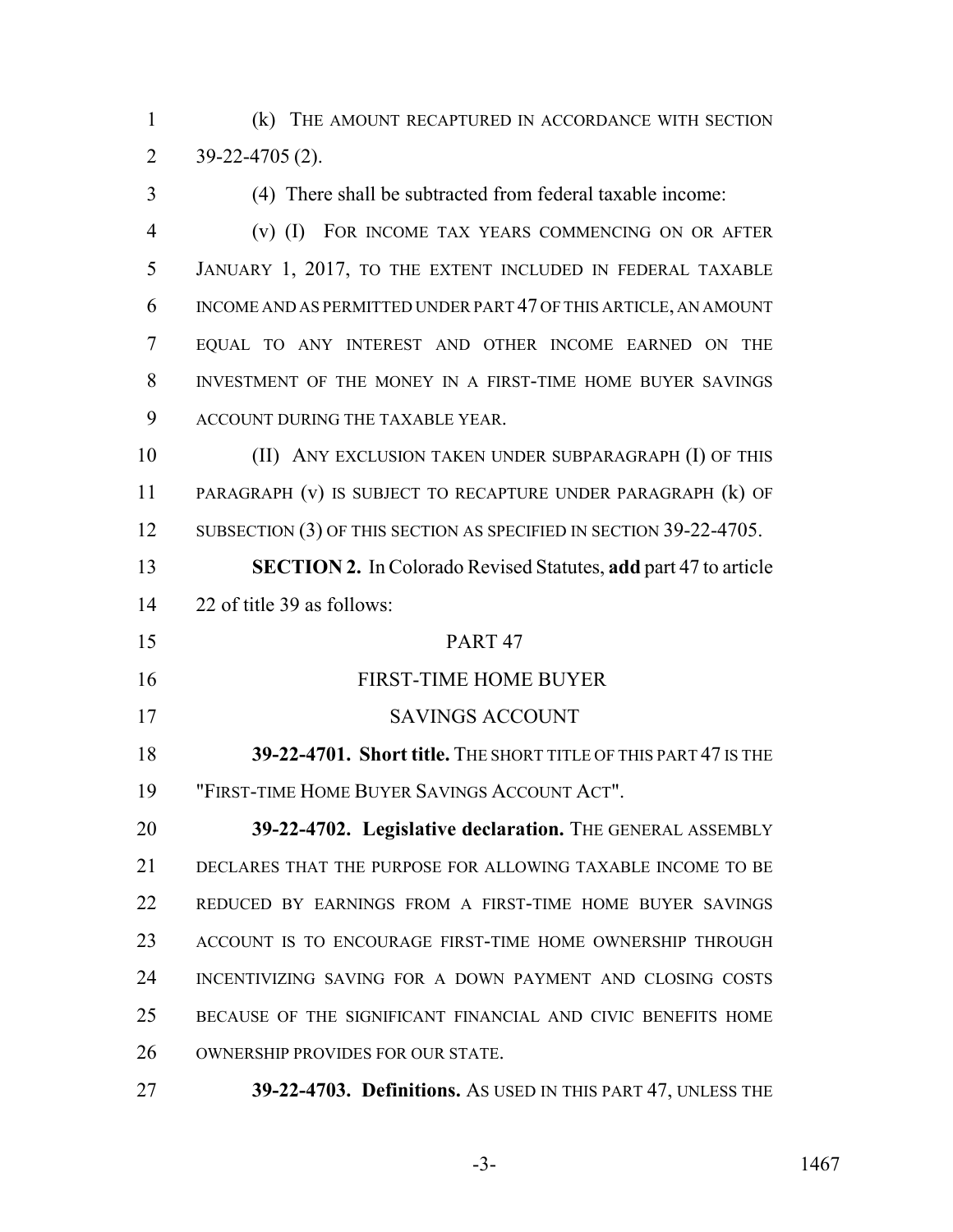(k) THE AMOUNT RECAPTURED IN ACCORDANCE WITH SECTION 39-22-4705 (2).

(4) There shall be subtracted from federal taxable income:

(v) (I) FOR INCOME TAX YEARS COMMENCING ON OR AFTER JANUARY 1, 2017, TO THE EXTENT INCLUDED IN FEDERAL TAXABLE INCOME AND AS PERMITTED UNDER PART 47 OF THIS ARTICLE, AN AMOUNT EQUAL TO ANY INTEREST AND OTHER INCOME EARNED ON THE INVESTMENT OF THE MONEY IN A FIRST-TIME HOME BUYER SAVINGS ACCOUNT DURING THE TAXABLE YEAR.

(II) ANY EXCLUSION TAKEN UNDER SUBPARAGRAPH (I) OF THIS PARAGRAPH (v) IS SUBJECT TO RECAPTURE UNDER PARAGRAPH (k) OF SUBSECTION (3) OF THIS SECTION AS SPECIFIED IN SECTION 39-22-4705.

**SECTION 2.** In Colorado Revised Statutes, **add** part 47 to article 22 of title 39 as follows:

PART 47

FIRST-TIME HOME BUYER

SAVINGS ACCOUNT

**39-22-4701. Short title.** THE SHORT TITLE OF THIS PART 47 IS THE "FIRST-TIME HOME BUYER SAVINGS ACCOUNT ACT".

**39-22-4702. Legislative declaration.** THE GENERAL ASSEMBLY DECLARES THAT THE PURPOSE FOR ALLOWING TAXABLE INCOME TO BE REDUCED BY EARNINGS FROM A FIRST-TIME HOME BUYER SAVINGS ACCOUNT IS TO ENCOURAGE FIRST-TIME HOME OWNERSHIP THROUGH INCENTIVIZING SAVING FOR A DOWN PAYMENT AND CLOSING COSTS BECAUSE OF THE SIGNIFICANT FINANCIAL AND CIVIC BENEFITS HOME OWNERSHIP PROVIDES FOR OUR STATE.

**39-22-4703. Definitions.** AS USED IN THIS PART 47, UNLESS THE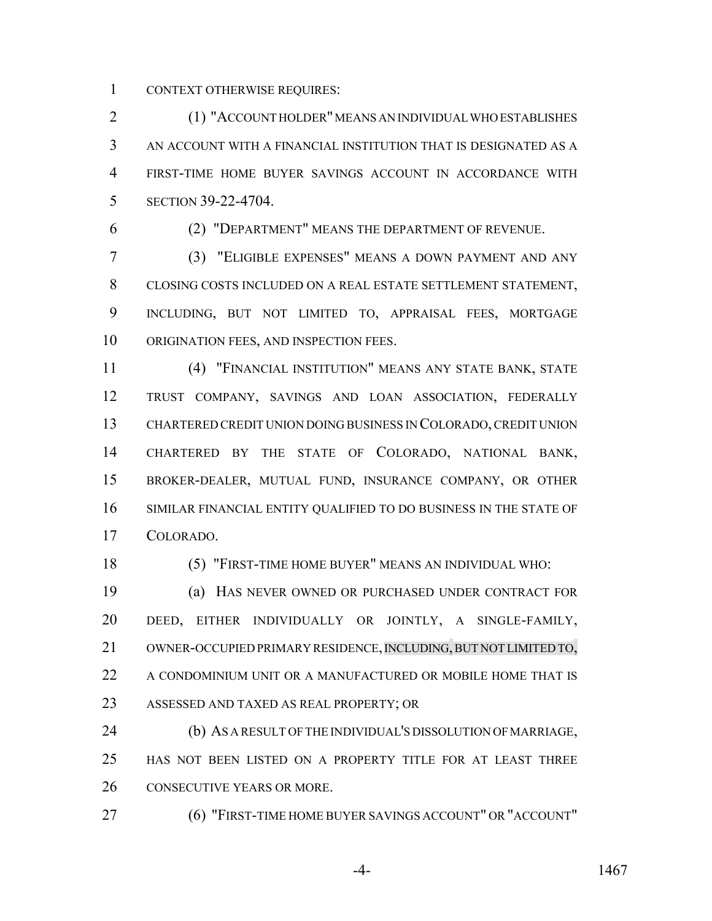CONTEXT OTHERWISE REQUIRES:

(1) "ACCOUNT HOLDER" MEANS AN INDIVIDUAL WHO ESTABLISHES AN ACCOUNT WITH A FINANCIAL INSTITUTION THAT IS DESIGNATED AS A FIRST-TIME HOME BUYER SAVINGS ACCOUNT IN ACCORDANCE WITH SECTION 39-22-4704.

(2) "DEPARTMENT" MEANS THE DEPARTMENT OF REVENUE.

(3) "ELIGIBLE EXPENSES" MEANS A DOWN PAYMENT AND ANY CLOSING COSTS INCLUDED ON A REAL ESTATE SETTLEMENT STATEMENT, INCLUDING, BUT NOT LIMITED TO, APPRAISAL FEES, MORTGAGE ORIGINATION FEES, AND INSPECTION FEES.

(4) "FINANCIAL INSTITUTION" MEANS ANY STATE BANK, STATE TRUST COMPANY, SAVINGS AND LOAN ASSOCIATION, FEDERALLY CHARTERED CREDIT UNION DOING BUSINESS IN COLORADO, CREDIT UNION CHARTERED BY THE STATE OF COLORADO, NATIONAL BANK, BROKER-DEALER, MUTUAL FUND, INSURANCE COMPANY, OR OTHER SIMILAR FINANCIAL ENTITY QUALIFIED TO DO BUSINESS IN THE STATE OF COLORADO.

(5) "FIRST-TIME HOME BUYER" MEANS AN INDIVIDUAL WHO:

(a) HAS NEVER OWNED OR PURCHASED UNDER CONTRACT FOR DEED, EITHER INDIVIDUALLY OR JOINTLY, A SINGLE-FAMILY, OWNER-OCCUPIED PRIMARY RESIDENCE, INCLUDING, BUT NOT LIMITED TO, A CONDOMINIUM UNIT OR A MANUFACTURED OR MOBILE HOME THAT IS ASSESSED AND TAXED AS REAL PROPERTY; OR

(b) AS A RESULT OF THE INDIVIDUAL'S DISSOLUTION OF MARRIAGE, HAS NOT BEEN LISTED ON A PROPERTY TITLE FOR AT LEAST THREE CONSECUTIVE YEARS OR MORE.

(6) "FIRST-TIME HOME BUYER SAVINGS ACCOUNT" OR "ACCOUNT"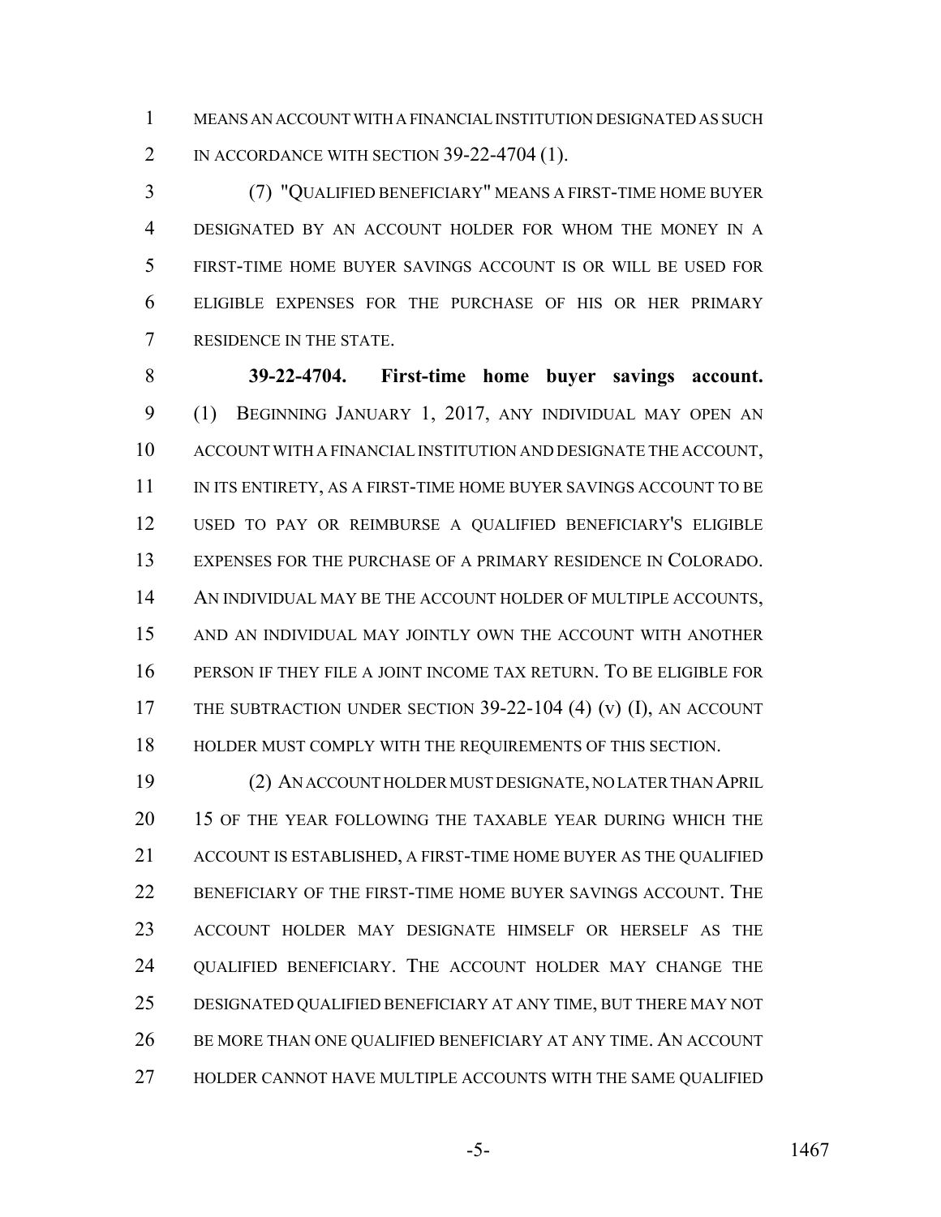MEANS AN ACCOUNT WITH A FINANCIAL INSTITUTION DESIGNATED AS SUCH IN ACCORDANCE WITH SECTION 39-22-4704 (1).

(7) "QUALIFIED BENEFICIARY" MEANS A FIRST-TIME HOME BUYER DESIGNATED BY AN ACCOUNT HOLDER FOR WHOM THE MONEY IN A FIRST-TIME HOME BUYER SAVINGS ACCOUNT IS OR WILL BE USED FOR ELIGIBLE EXPENSES FOR THE PURCHASE OF HIS OR HER PRIMARY RESIDENCE IN THE STATE.

**39-22-4704. First-time home buyer savings account.** (1) BEGINNING JANUARY 1, 2017, ANY INDIVIDUAL MAY OPEN AN ACCOUNT WITH A FINANCIAL INSTITUTION AND DESIGNATE THE ACCOUNT, IN ITS ENTIRETY, AS A FIRST-TIME HOME BUYER SAVINGS ACCOUNT TO BE USED TO PAY OR REIMBURSE A QUALIFIED BENEFICIARY'S ELIGIBLE EXPENSES FOR THE PURCHASE OF A PRIMARY RESIDENCE IN COLORADO. AN INDIVIDUAL MAY BE THE ACCOUNT HOLDER OF MULTIPLE ACCOUNTS, AND AN INDIVIDUAL MAY JOINTLY OWN THE ACCOUNT WITH ANOTHER PERSON IF THEY FILE A JOINT INCOME TAX RETURN. TO BE ELIGIBLE FOR THE SUBTRACTION UNDER SECTION 39-22-104 (4) (v) (I), AN ACCOUNT HOLDER MUST COMPLY WITH THE REQUIREMENTS OF THIS SECTION.

(2) AN ACCOUNT HOLDER MUST DESIGNATE, NO LATER THAN APRIL 15 OF THE YEAR FOLLOWING THE TAXABLE YEAR DURING WHICH THE ACCOUNT IS ESTABLISHED, A FIRST-TIME HOME BUYER AS THE QUALIFIED BENEFICIARY OF THE FIRST-TIME HOME BUYER SAVINGS ACCOUNT. THE ACCOUNT HOLDER MAY DESIGNATE HIMSELF OR HERSELF AS THE QUALIFIED BENEFICIARY. THE ACCOUNT HOLDER MAY CHANGE THE DESIGNATED QUALIFIED BENEFICIARY AT ANY TIME, BUT THERE MAY NOT BE MORE THAN ONE QUALIFIED BENEFICIARY AT ANY TIME. AN ACCOUNT HOLDER CANNOT HAVE MULTIPLE ACCOUNTS WITH THE SAME QUALIFIED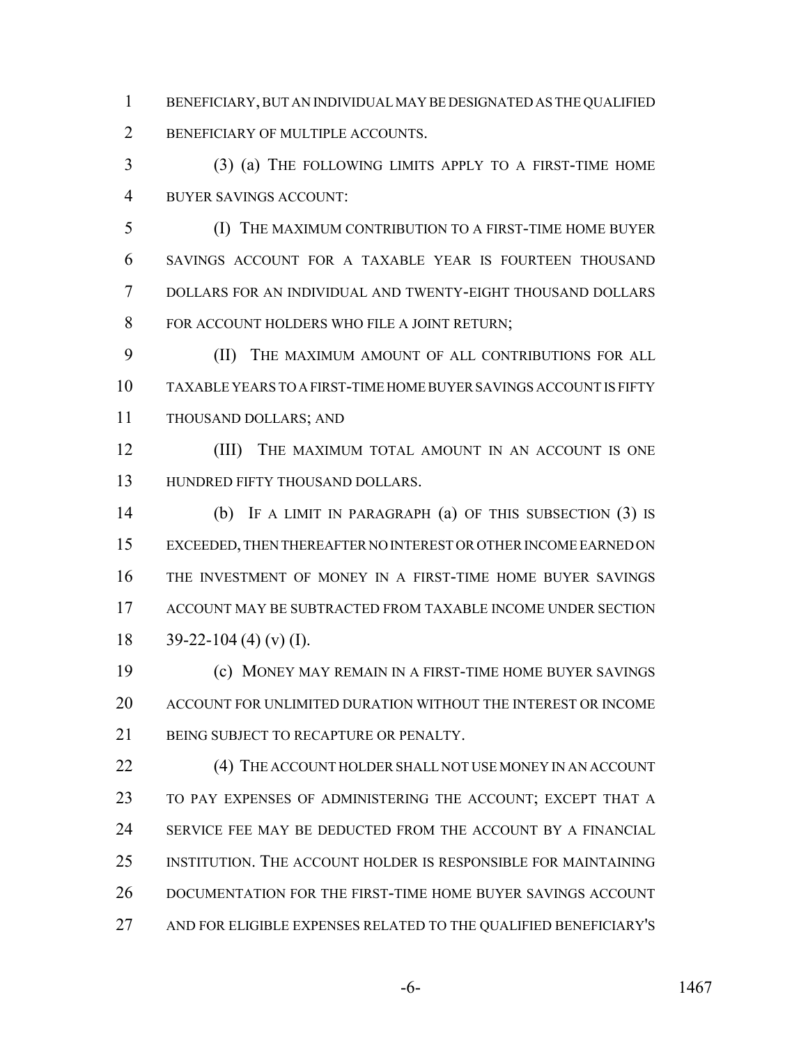BENEFICIARY, BUT AN INDIVIDUAL MAY BE DESIGNATED AS THE QUALIFIED BENEFICIARY OF MULTIPLE ACCOUNTS.

(3) (a) THE FOLLOWING LIMITS APPLY TO A FIRST-TIME HOME BUYER SAVINGS ACCOUNT:

(I) THE MAXIMUM CONTRIBUTION TO A FIRST-TIME HOME BUYER SAVINGS ACCOUNT FOR A TAXABLE YEAR IS FOURTEEN THOUSAND DOLLARS FOR AN INDIVIDUAL AND TWENTY-EIGHT THOUSAND DOLLARS FOR ACCOUNT HOLDERS WHO FILE A JOINT RETURN;

(II) THE MAXIMUM AMOUNT OF ALL CONTRIBUTIONS FOR ALL TAXABLE YEARS TO A FIRST-TIME HOME BUYER SAVINGS ACCOUNT IS FIFTY THOUSAND DOLLARS; AND

(III) THE MAXIMUM TOTAL AMOUNT IN AN ACCOUNT IS ONE HUNDRED FIFTY THOUSAND DOLLARS.

(b) IF A LIMIT IN PARAGRAPH (a) OF THIS SUBSECTION (3) IS EXCEEDED, THEN THEREAFTER NO INTEREST OR OTHER INCOME EARNED ON THE INVESTMENT OF MONEY IN A FIRST-TIME HOME BUYER SAVINGS ACCOUNT MAY BE SUBTRACTED FROM TAXABLE INCOME UNDER SECTION 39-22-104 (4) (v) (I).

(c) MONEY MAY REMAIN IN A FIRST-TIME HOME BUYER SAVINGS ACCOUNT FOR UNLIMITED DURATION WITHOUT THE INTEREST OR INCOME BEING SUBJECT TO RECAPTURE OR PENALTY.

(4) THE ACCOUNT HOLDER SHALL NOT USE MONEY IN AN ACCOUNT TO PAY EXPENSES OF ADMINISTERING THE ACCOUNT; EXCEPT THAT A SERVICE FEE MAY BE DEDUCTED FROM THE ACCOUNT BY A FINANCIAL INSTITUTION. THE ACCOUNT HOLDER IS RESPONSIBLE FOR MAINTAINING DOCUMENTATION FOR THE FIRST-TIME HOME BUYER SAVINGS ACCOUNT AND FOR ELIGIBLE EXPENSES RELATED TO THE QUALIFIED BENEFICIARY'S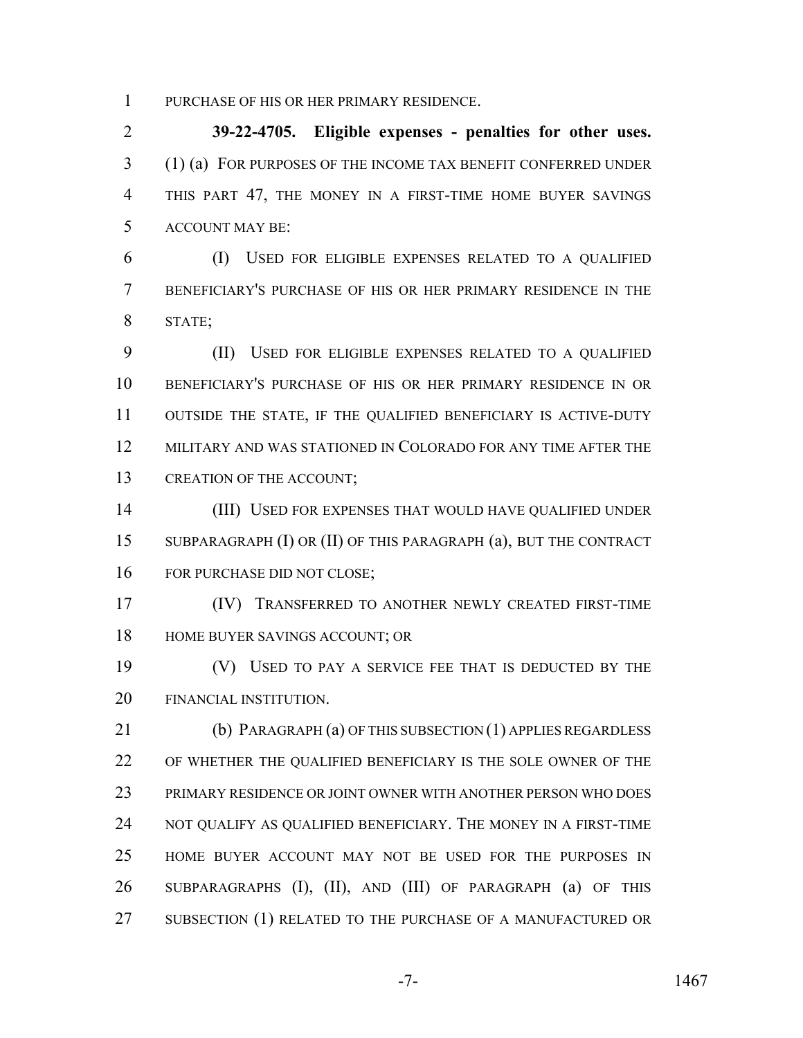PURCHASE OF HIS OR HER PRIMARY RESIDENCE.

**39-22-4705. Eligible expenses - penalties for other uses.** (1) (a) FOR PURPOSES OF THE INCOME TAX BENEFIT CONFERRED UNDER THIS PART 47, THE MONEY IN A FIRST-TIME HOME BUYER SAVINGS ACCOUNT MAY BE:

(I) USED FOR ELIGIBLE EXPENSES RELATED TO A QUALIFIED BENEFICIARY'S PURCHASE OF HIS OR HER PRIMARY RESIDENCE IN THE STATE;

(II) USED FOR ELIGIBLE EXPENSES RELATED TO A QUALIFIED BENEFICIARY'S PURCHASE OF HIS OR HER PRIMARY RESIDENCE IN OR OUTSIDE THE STATE, IF THE QUALIFIED BENEFICIARY IS ACTIVE-DUTY MILITARY AND WAS STATIONED IN COLORADO FOR ANY TIME AFTER THE CREATION OF THE ACCOUNT;

(III) USED FOR EXPENSES THAT WOULD HAVE QUALIFIED UNDER SUBPARAGRAPH (I) OR (II) OF THIS PARAGRAPH (a), BUT THE CONTRACT FOR PURCHASE DID NOT CLOSE;

(IV) TRANSFERRED TO ANOTHER NEWLY CREATED FIRST-TIME HOME BUYER SAVINGS ACCOUNT; OR

(V) USED TO PAY A SERVICE FEE THAT IS DEDUCTED BY THE FINANCIAL INSTITUTION.

(b) PARAGRAPH (a) OF THIS SUBSECTION (1) APPLIES REGARDLESS OF WHETHER THE QUALIFIED BENEFICIARY IS THE SOLE OWNER OF THE PRIMARY RESIDENCE OR JOINT OWNER WITH ANOTHER PERSON WHO DOES NOT QUALIFY AS QUALIFIED BENEFICIARY. THE MONEY IN A FIRST-TIME HOME BUYER ACCOUNT MAY NOT BE USED FOR THE PURPOSES IN SUBPARAGRAPHS (I), (II), AND (III) OF PARAGRAPH (a) OF THIS SUBSECTION (1) RELATED TO THE PURCHASE OF A MANUFACTURED OR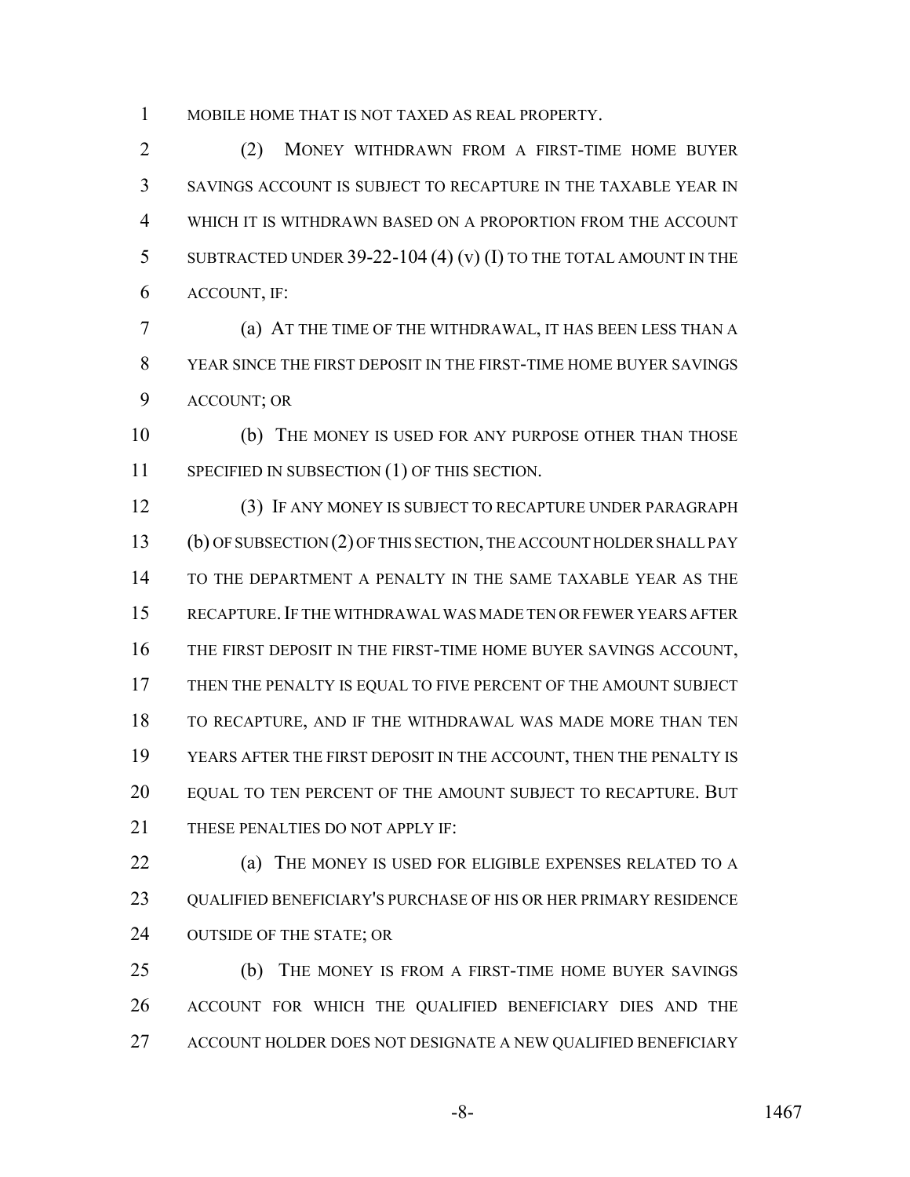MOBILE HOME THAT IS NOT TAXED AS REAL PROPERTY.

(2) MONEY WITHDRAWN FROM A FIRST-TIME HOME BUYER SAVINGS ACCOUNT IS SUBJECT TO RECAPTURE IN THE TAXABLE YEAR IN WHICH IT IS WITHDRAWN BASED ON A PROPORTION FROM THE ACCOUNT SUBTRACTED UNDER 39-22-104 (4) (v) (I) TO THE TOTAL AMOUNT IN THE ACCOUNT, IF:

(a) AT THE TIME OF THE WITHDRAWAL, IT HAS BEEN LESS THAN A YEAR SINCE THE FIRST DEPOSIT IN THE FIRST-TIME HOME BUYER SAVINGS ACCOUNT; OR

(b) THE MONEY IS USED FOR ANY PURPOSE OTHER THAN THOSE SPECIFIED IN SUBSECTION (1) OF THIS SECTION.

(3) IF ANY MONEY IS SUBJECT TO RECAPTURE UNDER PARAGRAPH (b) OF SUBSECTION (2) OF THIS SECTION, THE ACCOUNT HOLDER SHALL PAY TO THE DEPARTMENT A PENALTY IN THE SAME TAXABLE YEAR AS THE RECAPTURE. IF THE WITHDRAWAL WAS MADE TEN OR FEWER YEARS AFTER THE FIRST DEPOSIT IN THE FIRST-TIME HOME BUYER SAVINGS ACCOUNT, THEN THE PENALTY IS EQUAL TO FIVE PERCENT OF THE AMOUNT SUBJECT TO RECAPTURE, AND IF THE WITHDRAWAL WAS MADE MORE THAN TEN YEARS AFTER THE FIRST DEPOSIT IN THE ACCOUNT, THEN THE PENALTY IS EQUAL TO TEN PERCENT OF THE AMOUNT SUBJECT TO RECAPTURE. BUT THESE PENALTIES DO NOT APPLY IF:

(a) THE MONEY IS USED FOR ELIGIBLE EXPENSES RELATED TO A QUALIFIED BENEFICIARY'S PURCHASE OF HIS OR HER PRIMARY RESIDENCE OUTSIDE OF THE STATE; OR

(b) THE MONEY IS FROM A FIRST-TIME HOME BUYER SAVINGS ACCOUNT FOR WHICH THE QUALIFIED BENEFICIARY DIES AND THE ACCOUNT HOLDER DOES NOT DESIGNATE A NEW QUALIFIED BENEFICIARY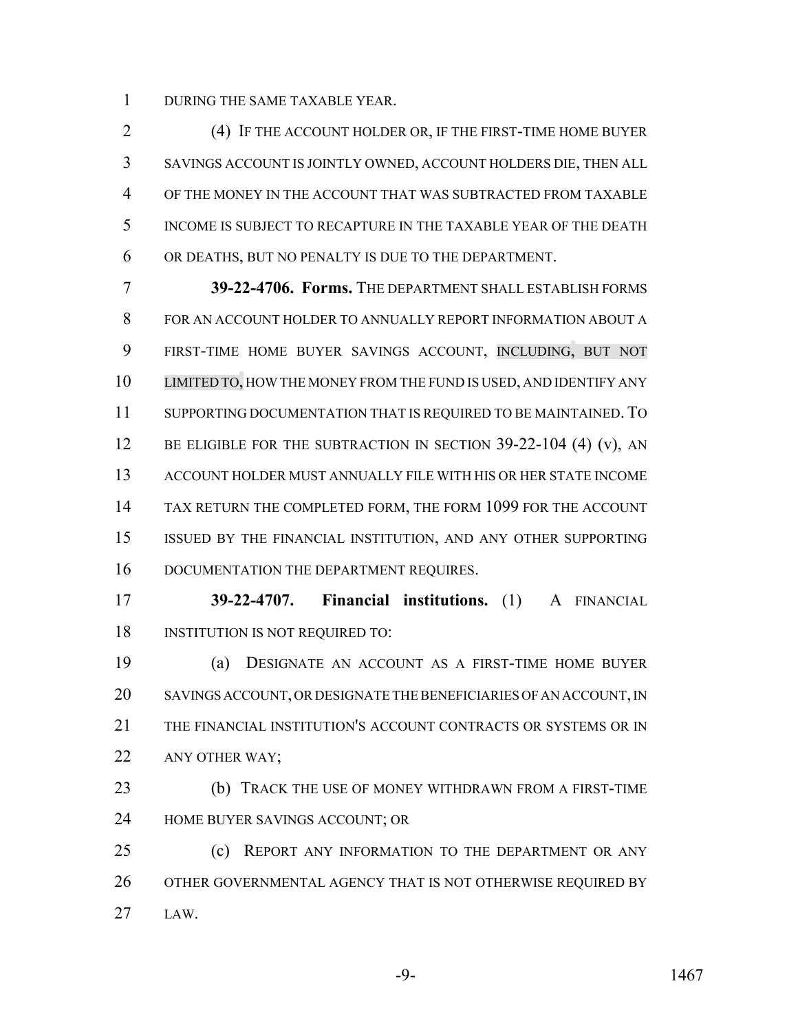DURING THE SAME TAXABLE YEAR.

(4) IF THE ACCOUNT HOLDER OR, IF THE FIRST-TIME HOME BUYER SAVINGS ACCOUNT IS JOINTLY OWNED, ACCOUNT HOLDERS DIE, THEN ALL OF THE MONEY IN THE ACCOUNT THAT WAS SUBTRACTED FROM TAXABLE INCOME IS SUBJECT TO RECAPTURE IN THE TAXABLE YEAR OF THE DEATH OR DEATHS, BUT NO PENALTY IS DUE TO THE DEPARTMENT.

**39-22-4706. Forms.** THE DEPARTMENT SHALL ESTABLISH FORMS FOR AN ACCOUNT HOLDER TO ANNUALLY REPORT INFORMATION ABOUT A FIRST-TIME HOME BUYER SAVINGS ACCOUNT, INCLUDING, BUT NOT LIMITED TO, HOW THE MONEY FROM THE FUND IS USED, AND IDENTIFY ANY SUPPORTING DOCUMENTATION THAT IS REQUIRED TO BE MAINTAINED. TO BE ELIGIBLE FOR THE SUBTRACTION IN SECTION 39-22-104 (4) (v), AN ACCOUNT HOLDER MUST ANNUALLY FILE WITH HIS OR HER STATE INCOME TAX RETURN THE COMPLETED FORM, THE FORM 1099 FOR THE ACCOUNT ISSUED BY THE FINANCIAL INSTITUTION, AND ANY OTHER SUPPORTING DOCUMENTATION THE DEPARTMENT REQUIRES.

**39-22-4707. Financial institutions.** (1) A FINANCIAL INSTITUTION IS NOT REQUIRED TO:

(a) DESIGNATE AN ACCOUNT AS A FIRST-TIME HOME BUYER SAVINGS ACCOUNT, OR DESIGNATE THE BENEFICIARIES OF AN ACCOUNT, IN THE FINANCIAL INSTITUTION'S ACCOUNT CONTRACTS OR SYSTEMS OR IN ANY OTHER WAY;

(b) TRACK THE USE OF MONEY WITHDRAWN FROM A FIRST-TIME HOME BUYER SAVINGS ACCOUNT; OR

(c) REPORT ANY INFORMATION TO THE DEPARTMENT OR ANY OTHER GOVERNMENTAL AGENCY THAT IS NOT OTHERWISE REQUIRED BY LAW.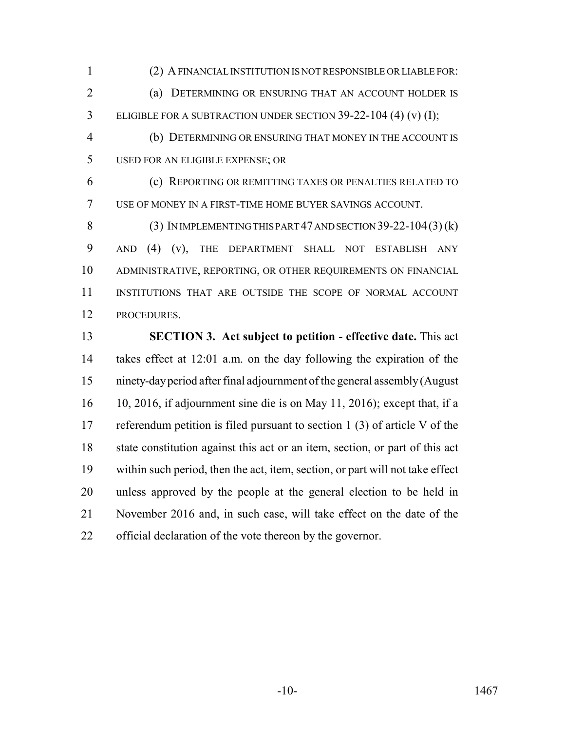(2) A FINANCIAL INSTITUTION IS NOT RESPONSIBLE OR LIABLE FOR:

(a) DETERMINING OR ENSURING THAT AN ACCOUNT HOLDER IS ELIGIBLE FOR A SUBTRACTION UNDER SECTION 39-22-104 (4) (v) (I);

(b) DETERMINING OR ENSURING THAT MONEY IN THE ACCOUNT IS USED FOR AN ELIGIBLE EXPENSE; OR

(c) REPORTING OR REMITTING TAXES OR PENALTIES RELATED TO USE OF MONEY IN A FIRST-TIME HOME BUYER SAVINGS ACCOUNT.

(3) IN IMPLEMENTING THIS PART 47 AND SECTION 39-22-104 (3) (k) AND (4) (v), THE DEPARTMENT SHALL NOT ESTABLISH ANY ADMINISTRATIVE, REPORTING, OR OTHER REQUIREMENTS ON FINANCIAL INSTITUTIONS THAT ARE OUTSIDE THE SCOPE OF NORMAL ACCOUNT PROCEDURES.

**SECTION 3. Act subject to petition - effective date.** This act takes effect at 12:01 a.m. on the day following the expiration of the ninety-day period after final adjournment of the general assembly (August 10, 2016, if adjournment sine die is on May 11, 2016); except that, if a referendum petition is filed pursuant to section 1 (3) of article V of the state constitution against this act or an item, section, or part of this act within such period, then the act, item, section, or part will not take effect unless approved by the people at the general election to be held in November 2016 and, in such case, will take effect on the date of the official declaration of the vote thereon by the governor.